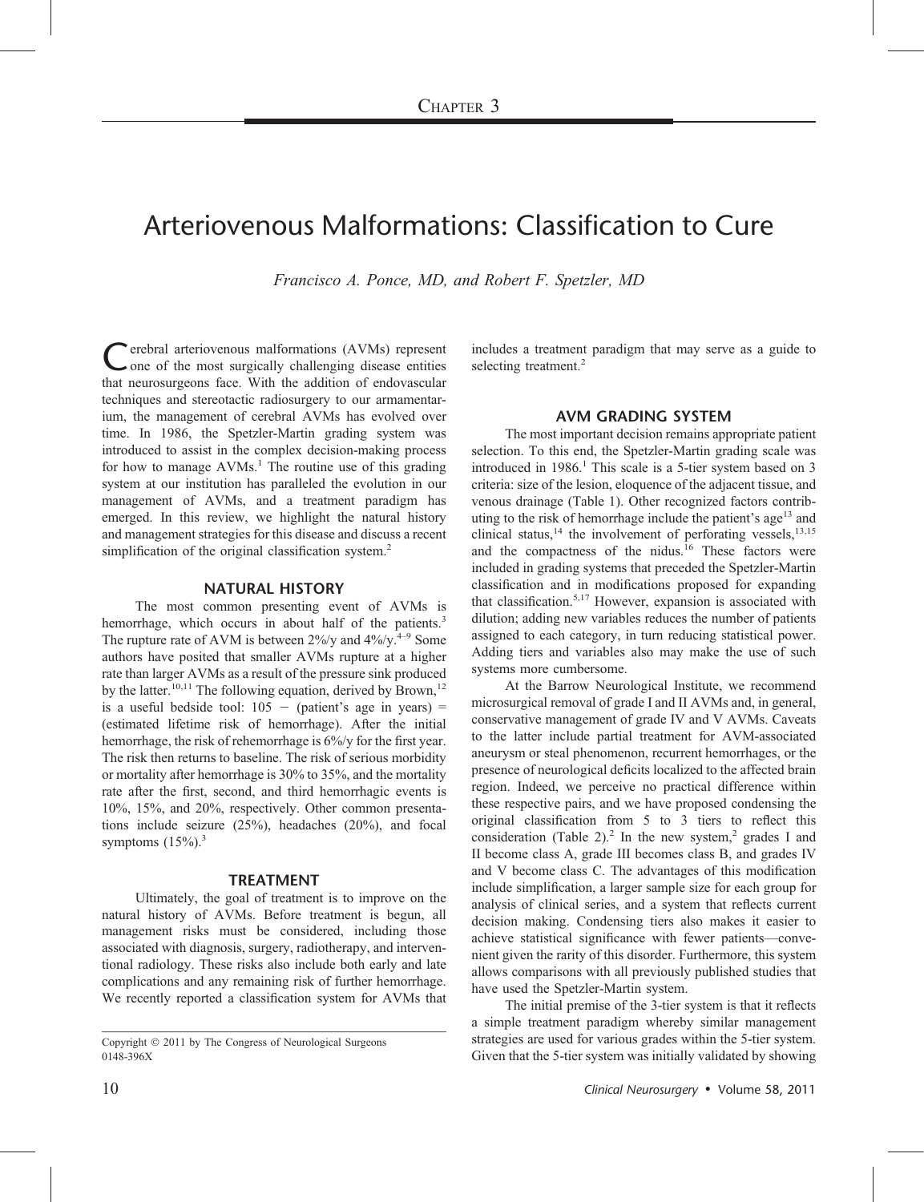# Chapter 3

# Arteriovenous Malformations: Classification to Cure

*Francisco A. Ponce, MD, and Robert F. Spetzler, MD*

Cerebral arteriovenous malformations (AVMs) represent one of the most surgically challenging disease entities that neurosurgeons face. With the addition of endovascular techniques and stereotactic radiosurgery to our armamentarium, the management of cerebral AVMs has evolved over time. In 1986, the Spetzler-Martin grading system was introduced to assist in the complex decision-making process for how to manage AVMs.[1] The routine use of this grading system at our institution has paralleled the evolution in our management of AVMs, and a treatment paradigm has emerged. In this review, we highlight the natural history and management strategies for this disease and discuss a recent simplification of the original classification system.[2]

## NATURAL HISTORY

The most common presenting event of AVMs is hemorrhage, which occurs in about half of the patients.[3] The rupture rate of AVM is between 2%/y and 4%/y.[4–9] Some authors have posited that smaller AVMs rupture at a higher rate than larger AVMs as a result of the pressure sink produced by the latter.[10,11] The following equation, derived by Brown,[12] is a useful bedside tool: 105 − (patient's age in years) = (estimated lifetime risk of hemorrhage). After the initial hemorrhage, the risk of rehemorrhage is 6%/y for the first year. The risk then returns to baseline. The risk of serious morbidity or mortality after hemorrhage is 30% to 35%, and the mortality rate after the first, second, and third hemorrhagic events is 10%, 15%, and 20%, respectively. Other common presentations include seizure (25%), headaches (20%), and focal symptoms (15%).[3]

## TREATMENT

Ultimately, the goal of treatment is to improve on the natural history of AVMs. Before treatment is begun, all management risks must be considered, including those associated with diagnosis, surgery, radiotherapy, and interventional radiology. These risks also include both early and late complications and any remaining risk of further hemorrhage. We recently reported a classification system for AVMs that includes a treatment paradigm that may serve as a guide to selecting treatment.[2]

## AVM GRADING SYSTEM

The most important decision remains appropriate patient selection. To this end, the Spetzler-Martin grading scale was introduced in 1986.[1] This scale is a 5-tier system based on 3 criteria: size of the lesion, eloquence of the adjacent tissue, and venous drainage (Table 1). Other recognized factors contributing to the risk of hemorrhage include the patient's age[13] and clinical status,[14] the involvement of perforating vessels,[13,15] and the compactness of the nidus.[16] These factors were included in grading systems that preceded the Spetzler-Martin classification and in modifications proposed for expanding that classification.[5,17] However, expansion is associated with dilution; adding new variables reduces the number of patients assigned to each category, in turn reducing statistical power. Adding tiers and variables also may make the use of such systems more cumbersome.

At the Barrow Neurological Institute, we recommend microsurgical removal of grade I and II AVMs and, in general, conservative management of grade IV and V AVMs. Caveats to the latter include partial treatment for AVM-associated aneurysm or steal phenomenon, recurrent hemorrhages, or the presence of neurological deficits localized to the affected brain region. Indeed, we perceive no practical difference within these respective pairs, and we have proposed condensing the original classification from 5 to 3 tiers to reflect this consideration (Table 2).[2] In the new system,[2] grades I and II become class A, grade III becomes class B, and grades IV and V become class C. The advantages of this modification include simplification, a larger sample size for each group for analysis of clinical series, and a system that reflects current decision making. Condensing tiers also makes it easier to achieve statistical significance with fewer patients—convenient given the rarity of this disorder. Furthermore, this system allows comparisons with all previously published studies that have used the Spetzler-Martin system.

The initial premise of the 3-tier system is that it reflects a simple treatment paradigm whereby similar management strategies are used for various grades within the 5-tier system. Given that the 5-tier system was initially validated by showing

Copyright © 2011 by The Congress of Neurological Surgeons
0148-396X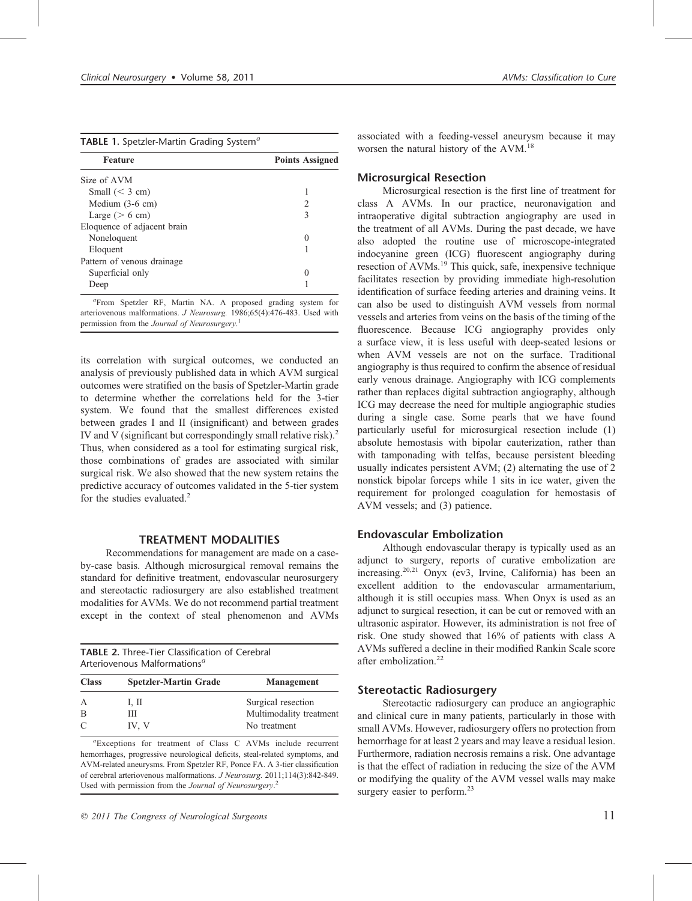**TABLE 1.** Spetzler-Martin Grading System[a]

| Feature | Points Assigned |
|---|---|
| Size of AVM | |
| Small (< 3 cm) | 1 |
| Medium (3-6 cm) | 2 |
| Large (> 6 cm) | 3 |
| Eloquence of adjacent brain | |
| Noneloquent | 0 |
| Eloquent | 1 |
| Pattern of venous drainage | |
| Superficial only | 0 |
| Deep | 1 |

[a]From Spetzler RF, Martin NA. A proposed grading system for arteriovenous malformations. *J Neurosurg.* 1986;65(4):476-483. Used with permission from the *Journal of Neurosurgery*.[1]

its correlation with surgical outcomes, we conducted an analysis of previously published data in which AVM surgical outcomes were stratified on the basis of Spetzler-Martin grade to determine whether the correlations held for the 3-tier system. We found that the smallest differences existed between grades I and II (insignificant) and between grades IV and V (significant but correspondingly small relative risk).[2] Thus, when considered as a tool for estimating surgical risk, those combinations of grades are associated with similar surgical risk. We also showed that the new system retains the predictive accuracy of outcomes validated in the 5-tier system for the studies evaluated.[2]

## TREATMENT MODALITIES

Recommendations for management are made on a case-by-case basis. Although microsurgical removal remains the standard for definitive treatment, endovascular neurosurgery and stereotactic radiosurgery are also established treatment modalities for AVMs. We do not recommend partial treatment except in the context of steal phenomenon and AVMs associated with a feeding-vessel aneurysm because it may worsen the natural history of the AVM.[18]

**TABLE 2.** Three-Tier Classification of Cerebral Arteriovenous Malformations[a]

| Class | Spetzler-Martin Grade | Management |
|---|---|---|
| A | I, II | Surgical resection |
| B | III | Multimodality treatment |
| C | IV, V | No treatment |

[a]Exceptions for treatment of Class C AVMs include recurrent hemorrhages, progressive neurological deficits, steal-related symptoms, and AVM-related aneurysms. From Spetzler RF, Ponce FA. A 3-tier classification of cerebral arteriovenous malformations. *J Neurosurg.* 2011;114(3):842-849. Used with permission from the *Journal of Neurosurgery*.[2]

### Microsurgical Resection

Microsurgical resection is the first line of treatment for class A AVMs. In our practice, neuronavigation and intraoperative digital subtraction angiography are used in the treatment of all AVMs. During the past decade, we have also adopted the routine use of microscope-integrated indocyanine green (ICG) fluorescent angiography during resection of AVMs.[19] This quick, safe, inexpensive technique facilitates resection by providing immediate high-resolution identification of surface feeding arteries and draining veins. It can also be used to distinguish AVM vessels from normal vessels and arteries from veins on the basis of the timing of the fluorescence. Because ICG angiography provides only a surface view, it is less useful with deep-seated lesions or when AVM vessels are not on the surface. Traditional angiography is thus required to confirm the absence of residual early venous drainage. Angiography with ICG complements rather than replaces digital subtraction angiography, although ICG may decrease the need for multiple angiographic studies during a single case. Some pearls that we have found particularly useful for microsurgical resection include (1) absolute hemostasis with bipolar cauterization, rather than with tamponading with telfas, because persistent bleeding usually indicates persistent AVM; (2) alternating the use of 2 nonstick bipolar forceps while 1 sits in ice water, given the requirement for prolonged coagulation for hemostasis of AVM vessels; and (3) patience.

### Endovascular Embolization

Although endovascular therapy is typically used as an adjunct to surgery, reports of curative embolization are increasing.[20,21] Onyx (ev3, Irvine, California) has been an excellent addition to the endovascular armamentarium, although it is still occupies mass. When Onyx is used as an adjunct to surgical resection, it can be cut or removed with an ultrasonic aspirator. However, its administration is not free of risk. One study showed that 16% of patients with class A AVMs suffered a decline in their modified Rankin Scale score after embolization.[22]

### Stereotactic Radiosurgery

Stereotactic radiosurgery can produce an angiographic and clinical cure in many patients, particularly in those with small AVMs. However, radiosurgery offers no protection from hemorrhage for at least 2 years and may leave a residual lesion. Furthermore, radiation necrosis remains a risk. One advantage is that the effect of radiation in reducing the size of the AVM or modifying the quality of the AVM vessel walls may make surgery easier to perform.[23]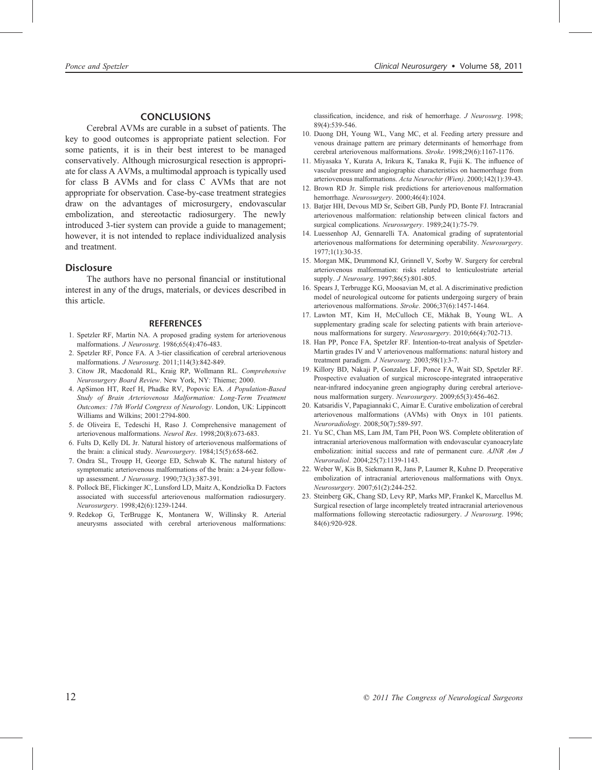## CONCLUSIONS

Cerebral AVMs are curable in a subset of patients. The key to good outcomes is appropriate patient selection. For some patients, it is in their best interest to be managed conservatively. Although microsurgical resection is appropriate for class A AVMs, a multimodal approach is typically used for class B AVMs and for class C AVMs that are not appropriate for observation. Case-by-case treatment strategies draw on the advantages of microsurgery, endovascular embolization, and stereotactic radiosurgery. The newly introduced 3-tier system can provide a guide to management; however, it is not intended to replace individualized analysis and treatment.

### Disclosure

The authors have no personal financial or institutional interest in any of the drugs, materials, or devices described in this article.

## REFERENCES

1. Spetzler RF, Martin NA. A proposed grading system for arteriovenous malformations. *J Neurosurg*. 1986;65(4):476-483.
2. Spetzler RF, Ponce FA. A 3-tier classification of cerebral arteriovenous malformations. *J Neurosurg*. 2011;114(3):842-849.
3. Citow JR, Macdonald RL, Kraig RP, Wollmann RL. *Comprehensive Neurosurgery Board Review*. New York, NY: Thieme; 2000.
4. ApSimon HT, Reef H, Phadke RV, Popovic EA. *A Population-Based Study of Brain Arteriovenous Malformation: Long-Term Treatment Outcomes: 17th World Congress of Neurology*. London, UK: Lippincott Williams and Wilkins; 2001:2794-800.
5. de Oliveira E, Tedeschi H, Raso J. Comprehensive management of arteriovenous malformations. *Neurol Res*. 1998;20(8):673-683.
6. Fults D, Kelly DL Jr. Natural history of arteriovenous malformations of the brain: a clinical study. *Neurosurgery*. 1984;15(5):658-662.
7. Ondra SL, Troupp H, George ED, Schwab K. The natural history of symptomatic arteriovenous malformations of the brain: a 24-year follow-up assessment. *J Neurosurg*. 1990;73(3):387-391.
8. Pollock BE, Flickinger JC, Lunsford LD, Maitz A, Kondziolka D. Factors associated with successful arteriovenous malformation radiosurgery. *Neurosurgery*. 1998;42(6):1239-1244.
9. Redekop G, TerBrugge K, Montanera W, Willinsky R. Arterial aneurysms associated with cerebral arteriovenous malformations: classification, incidence, and risk of hemorrhage. *J Neurosurg*. 1998; 89(4):539-546.
10. Duong DH, Young WL, Vang MC, et al. Feeding artery pressure and venous drainage pattern are primary determinants of hemorrhage from cerebral arteriovenous malformations. *Stroke*. 1998;29(6):1167-1176.
11. Miyasaka Y, Kurata A, Irikura K, Tanaka R, Fujii K. The influence of vascular pressure and angiographic characteristics on haemorrhage from arteriovenous malformations. *Acta Neurochir (Wien)*. 2000;142(1):39-43.
12. Brown RD Jr. Simple risk predictions for arteriovenous malformation hemorrhage. *Neurosurgery*. 2000;46(4):1024.
13. Batjer HH, Devous MD Sr, Seibert GB, Purdy PD, Bonte FJ. Intracranial arteriovenous malformation: relationship between clinical factors and surgical complications. *Neurosurgery*. 1989;24(1):75-79.
14. Luessenhop AJ, Gennarelli TA. Anatomical grading of supratentorial arteriovenous malformations for determining operability. *Neurosurgery*. 1977;1(1):30-35.
15. Morgan MK, Drummond KJ, Grinnell V, Sorby W. Surgery for cerebral arteriovenous malformation: risks related to lenticulostriate arterial supply. *J Neurosurg*. 1997;86(5):801-805.
16. Spears J, Terbrugge KG, Moosavian M, et al. A discriminative prediction model of neurological outcome for patients undergoing surgery of brain arteriovenous malformations. *Stroke*. 2006;37(6):1457-1464.
17. Lawton MT, Kim H, McCulloch CE, Mikhak B, Young WL. A supplementary grading scale for selecting patients with brain arteriovenous malformations for surgery. *Neurosurgery*. 2010;66(4):702-713.
18. Han PP, Ponce FA, Spetzler RF. Intention-to-treat analysis of Spetzler-Martin grades IV and V arteriovenous malformations: natural history and treatment paradigm. *J Neurosurg*. 2003;98(1):3-7.
19. Killory BD, Nakaji P, Gonzales LF, Ponce FA, Wait SD, Spetzler RF. Prospective evaluation of surgical microscope-integrated intraoperative near-infrared indocyanine green angiography during cerebral arteriovenous malformation surgery. *Neurosurgery*. 2009;65(3):456-462.
20. Katsaridis V, Papagiannaki C, Aimar E. Curative embolization of cerebral arteriovenous malformations (AVMs) with Onyx in 101 patients. *Neuroradiology*. 2008;50(7):589-597.
21. Yu SC, Chan MS, Lam JM, Tam PH, Poon WS. Complete obliteration of intracranial arteriovenous malformation with endovascular cyanoacrylate embolization: initial success and rate of permanent cure. *AJNR Am J Neuroradiol*. 2004;25(7):1139-1143.
22. Weber W, Kis B, Siekmann R, Jans P, Laumer R, Kuhne D. Preoperative embolization of intracranial arteriovenous malformations with Onyx. *Neurosurgery*. 2007;61(2):244-252.
23. Steinberg GK, Chang SD, Levy RP, Marks MP, Frankel K, Marcellus M. Surgical resection of large incompletely treated intracranial arteriovenous malformations following stereotactic radiosurgery. *J Neurosurg*. 1996; 84(6):920-928.